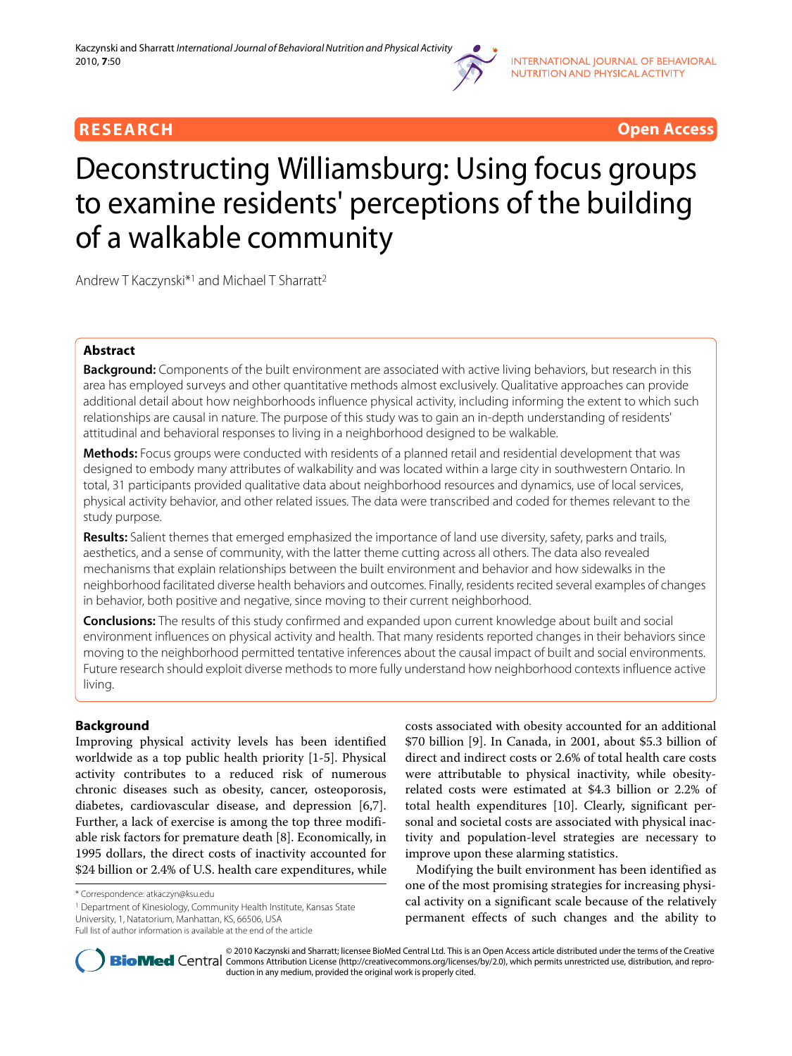**RESEARCH** **Open Access**

# Deconstructing Williamsburg: Using focus groups to examine residents' perceptions of the building of a walkable community

Andrew T Kaczynski*[1] and Michael T Sharratt[2]

## Abstract

**Background:** Components of the built environment are associated with active living behaviors, but research in this area has employed surveys and other quantitative methods almost exclusively. Qualitative approaches can provide additional detail about how neighborhoods influence physical activity, including informing the extent to which such relationships are causal in nature. The purpose of this study was to gain an in-depth understanding of residents' attitudinal and behavioral responses to living in a neighborhood designed to be walkable.

**Methods:** Focus groups were conducted with residents of a planned retail and residential development that was designed to embody many attributes of walkability and was located within a large city in southwestern Ontario. In total, 31 participants provided qualitative data about neighborhood resources and dynamics, use of local services, physical activity behavior, and other related issues. The data were transcribed and coded for themes relevant to the study purpose.

**Results:** Salient themes that emerged emphasized the importance of land use diversity, safety, parks and trails, aesthetics, and a sense of community, with the latter theme cutting across all others. The data also revealed mechanisms that explain relationships between the built environment and behavior and how sidewalks in the neighborhood facilitated diverse health behaviors and outcomes. Finally, residents recited several examples of changes in behavior, both positive and negative, since moving to their current neighborhood.

**Conclusions:** The results of this study confirmed and expanded upon current knowledge about built and social environment influences on physical activity and health. That many residents reported changes in their behaviors since moving to the neighborhood permitted tentative inferences about the causal impact of built and social environments. Future research should exploit diverse methods to more fully understand how neighborhood contexts influence active living.

## Background

Improving physical activity levels has been identified worldwide as a top public health priority [1-5]. Physical activity contributes to a reduced risk of numerous chronic diseases such as obesity, cancer, osteoporosis, diabetes, cardiovascular disease, and depression [6,7]. Further, a lack of exercise is among the top three modifiable risk factors for premature death [8]. Economically, in 1995 dollars, the direct costs of inactivity accounted for $24 billion or 2.4% of U.S. health care expenditures, while costs associated with obesity accounted for an additional $70 billion [9]. In Canada, in 2001, about $5.3 billion of direct and indirect costs or 2.6% of total health care costs were attributable to physical inactivity, while obesity-related costs were estimated at $4.3 billion or 2.2% of total health expenditures [10]. Clearly, significant personal and societal costs are associated with physical inactivity and population-level strategies are necessary to improve upon these alarming statistics.

Modifying the built environment has been identified as one of the most promising strategies for increasing physical activity on a significant scale because of the relatively permanent effects of such changes and the ability to

* Correspondence: atkaczyn@ksu.edu

[1] Department of Kinesiology, Community Health Institute, Kansas State University, 1, Natatorium, Manhattan, KS, 66506, USA

Full list of author information is available at the end of the article

© 2010 Kaczynski and Sharratt; licensee BioMed Central Ltd. This is an Open Access article distributed under the terms of the Creative Commons Attribution License (http://creativecommons.org/licenses/by/2.0), which permits unrestricted use, distribution, and reproduction in any medium, provided the original work is properly cited.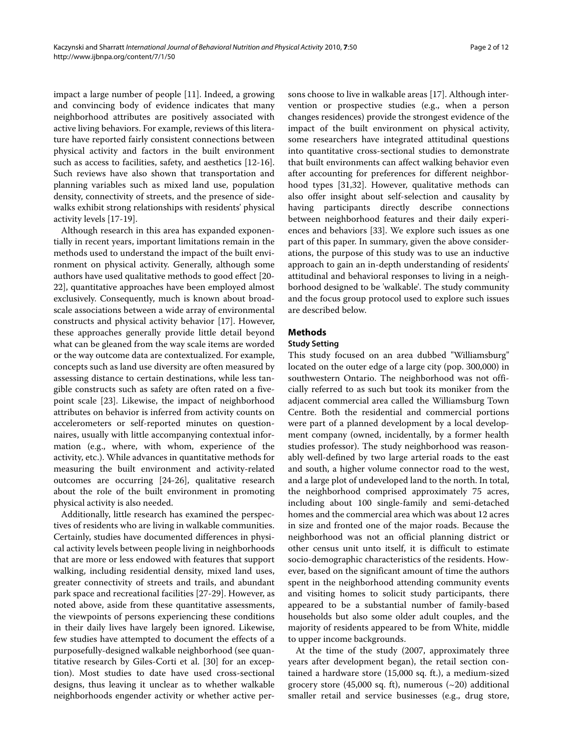impact a large number of people [11]. Indeed, a growing and convincing body of evidence indicates that many neighborhood attributes are positively associated with active living behaviors. For example, reviews of this literature have reported fairly consistent connections between physical activity and factors in the built environment such as access to facilities, safety, and aesthetics [12-16]. Such reviews have also shown that transportation and planning variables such as mixed land use, population density, connectivity of streets, and the presence of sidewalks exhibit strong relationships with residents' physical activity levels [17-19].

Although research in this area has expanded exponentially in recent years, important limitations remain in the methods used to understand the impact of the built environment on physical activity. Generally, although some authors have used qualitative methods to good effect [20-22], quantitative approaches have been employed almost exclusively. Consequently, much is known about broad-scale associations between a wide array of environmental constructs and physical activity behavior [17]. However, these approaches generally provide little detail beyond what can be gleaned from the way scale items are worded or the way outcome data are contextualized. For example, concepts such as land use diversity are often measured by assessing distance to certain destinations, while less tangible constructs such as safety are often rated on a five-point scale [23]. Likewise, the impact of neighborhood attributes on behavior is inferred from activity counts on accelerometers or self-reported minutes on questionnaires, usually with little accompanying contextual information (e.g., where, with whom, experience of the activity, etc.). While advances in quantitative methods for measuring the built environment and activity-related outcomes are occurring [24-26], qualitative research about the role of the built environment in promoting physical activity is also needed.

Additionally, little research has examined the perspectives of residents who are living in walkable communities. Certainly, studies have documented differences in physical activity levels between people living in neighborhoods that are more or less endowed with features that support walking, including residential density, mixed land uses, greater connectivity of streets and trails, and abundant park space and recreational facilities [27-29]. However, as noted above, aside from these quantitative assessments, the viewpoints of persons experiencing these conditions in their daily lives have largely been ignored. Likewise, few studies have attempted to document the effects of a purposefully-designed walkable neighborhood (see quantitative research by Giles-Corti et al. [30] for an exception). Most studies to date have used cross-sectional designs, thus leaving it unclear as to whether walkable neighborhoods engender activity or whether active persons choose to live in walkable areas [17]. Although intervention or prospective studies (e.g., when a person changes residences) provide the strongest evidence of the impact of the built environment on physical activity, some researchers have integrated attitudinal questions into quantitative cross-sectional studies to demonstrate that built environments can affect walking behavior even after accounting for preferences for different neighborhood types [31,32]. However, qualitative methods can also offer insight about self-selection and causality by having participants directly describe connections between neighborhood features and their daily experiences and behaviors [33]. We explore such issues as one part of this paper. In summary, given the above considerations, the purpose of this study was to use an inductive approach to gain an in-depth understanding of residents' attitudinal and behavioral responses to living in a neighborhood designed to be 'walkable'. The study community and the focus group protocol used to explore such issues are described below.

## Methods

### Study Setting

This study focused on an area dubbed "Williamsburg" located on the outer edge of a large city (pop. 300,000) in southwestern Ontario. The neighborhood was not officially referred to as such but took its moniker from the adjacent commercial area called the Williamsburg Town Centre. Both the residential and commercial portions were part of a planned development by a local development company (owned, incidentally, by a former health studies professor). The study neighborhood was reasonably well-defined by two large arterial roads to the east and south, a higher volume connector road to the west, and a large plot of undeveloped land to the north. In total, the neighborhood comprised approximately 75 acres, including about 100 single-family and semi-detached homes and the commercial area which was about 12 acres in size and fronted one of the major roads. Because the neighborhood was not an official planning district or other census unit unto itself, it is difficult to estimate socio-demographic characteristics of the residents. However, based on the significant amount of time the authors spent in the neighborhood attending community events and visiting homes to solicit study participants, there appeared to be a substantial number of family-based households but also some older adult couples, and the majority of residents appeared to be from White, middle to upper income backgrounds.

At the time of the study (2007, approximately three years after development began), the retail section contained a hardware store (15,000 sq. ft.), a medium-sized grocery store (45,000 sq. ft), numerous (~20) additional smaller retail and service businesses (e.g., drug store,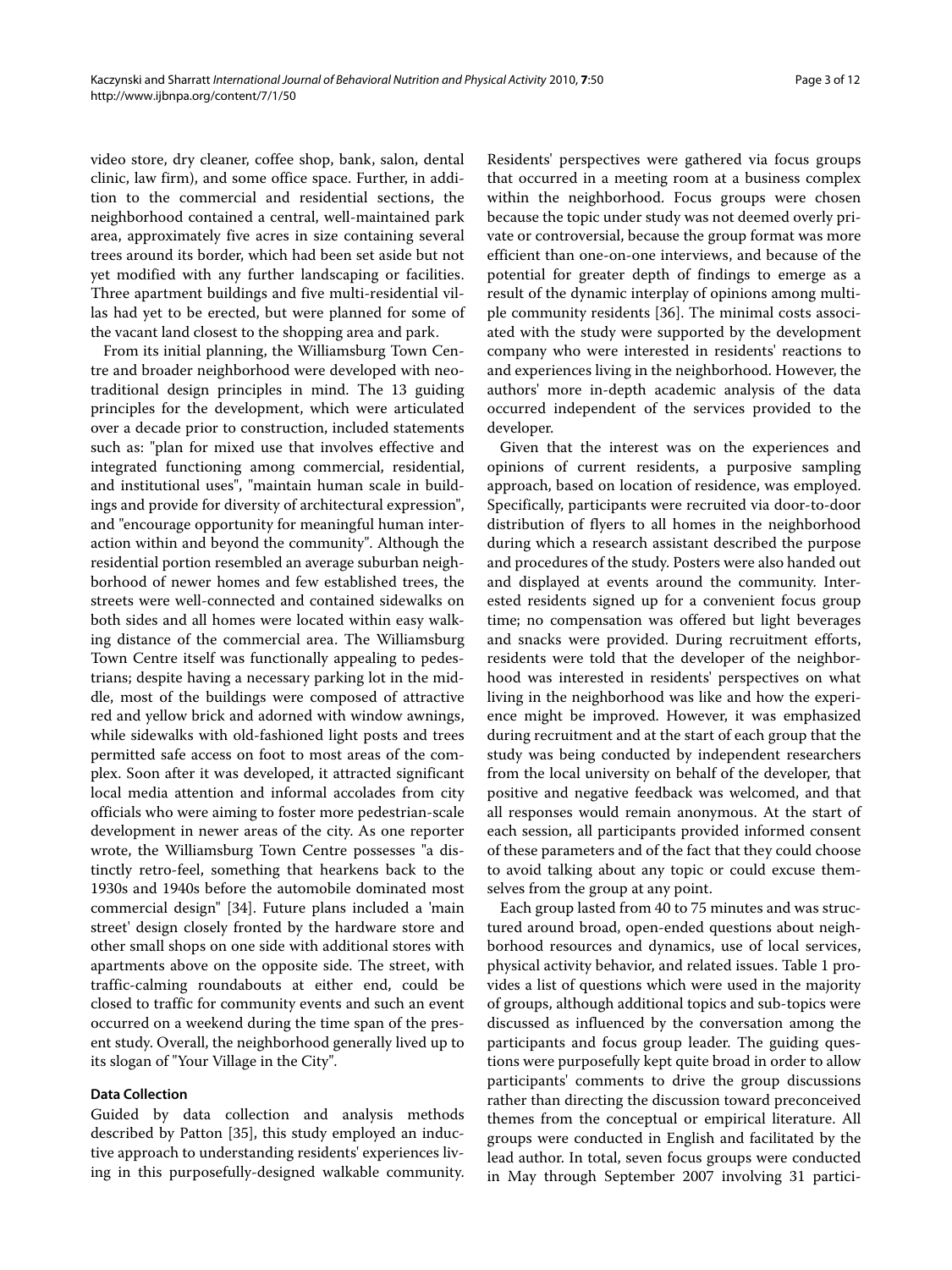video store, dry cleaner, coffee shop, bank, salon, dental clinic, law firm), and some office space. Further, in addition to the commercial and residential sections, the neighborhood contained a central, well-maintained park area, approximately five acres in size containing several trees around its border, which had been set aside but not yet modified with any further landscaping or facilities. Three apartment buildings and five multi-residential villas had yet to be erected, but were planned for some of the vacant land closest to the shopping area and park.

From its initial planning, the Williamsburg Town Centre and broader neighborhood were developed with neo-traditional design principles in mind. The 13 guiding principles for the development, which were articulated over a decade prior to construction, included statements such as: "plan for mixed use that involves effective and integrated functioning among commercial, residential, and institutional uses", "maintain human scale in buildings and provide for diversity of architectural expression", and "encourage opportunity for meaningful human interaction within and beyond the community". Although the residential portion resembled an average suburban neighborhood of newer homes and few established trees, the streets were well-connected and contained sidewalks on both sides and all homes were located within easy walking distance of the commercial area. The Williamsburg Town Centre itself was functionally appealing to pedestrians; despite having a necessary parking lot in the middle, most of the buildings were composed of attractive red and yellow brick and adorned with window awnings, while sidewalks with old-fashioned light posts and trees permitted safe access on foot to most areas of the complex. Soon after it was developed, it attracted significant local media attention and informal accolades from city officials who were aiming to foster more pedestrian-scale development in newer areas of the city. As one reporter wrote, the Williamsburg Town Centre possesses "a distinctly retro-feel, something that hearkens back to the 1930s and 1940s before the automobile dominated most commercial design" [34]. Future plans included a 'main street' design closely fronted by the hardware store and other small shops on one side with additional stores with apartments above on the opposite side. The street, with traffic-calming roundabouts at either end, could be closed to traffic for community events and such an event occurred on a weekend during the time span of the present study. Overall, the neighborhood generally lived up to its slogan of "Your Village in the City".

### Data Collection

Guided by data collection and analysis methods described by Patton [35], this study employed an inductive approach to understanding residents' experiences living in this purposefully-designed walkable community. Residents' perspectives were gathered via focus groups that occurred in a meeting room at a business complex within the neighborhood. Focus groups were chosen because the topic under study was not deemed overly private or controversial, because the group format was more efficient than one-on-one interviews, and because of the potential for greater depth of findings to emerge as a result of the dynamic interplay of opinions among multiple community residents [36]. The minimal costs associated with the study were supported by the development company who were interested in residents' reactions to and experiences living in the neighborhood. However, the authors' more in-depth academic analysis of the data occurred independent of the services provided to the developer.

Given that the interest was on the experiences and opinions of current residents, a purposive sampling approach, based on location of residence, was employed. Specifically, participants were recruited via door-to-door distribution of flyers to all homes in the neighborhood during which a research assistant described the purpose and procedures of the study. Posters were also handed out and displayed at events around the community. Interested residents signed up for a convenient focus group time; no compensation was offered but light beverages and snacks were provided. During recruitment efforts, residents were told that the developer of the neighborhood was interested in residents' perspectives on what living in the neighborhood was like and how the experience might be improved. However, it was emphasized during recruitment and at the start of each group that the study was being conducted by independent researchers from the local university on behalf of the developer, that positive and negative feedback was welcomed, and that all responses would remain anonymous. At the start of each session, all participants provided informed consent of these parameters and of the fact that they could choose to avoid talking about any topic or could excuse themselves from the group at any point.

Each group lasted from 40 to 75 minutes and was structured around broad, open-ended questions about neighborhood resources and dynamics, use of local services, physical activity behavior, and related issues. Table 1 provides a list of questions which were used in the majority of groups, although additional topics and sub-topics were discussed as influenced by the conversation among the participants and focus group leader. The guiding questions were purposefully kept quite broad in order to allow participants' comments to drive the group discussions rather than directing the discussion toward preconceived themes from the conceptual or empirical literature. All groups were conducted in English and facilitated by the lead author. In total, seven focus groups were conducted in May through September 2007 involving 31 partici-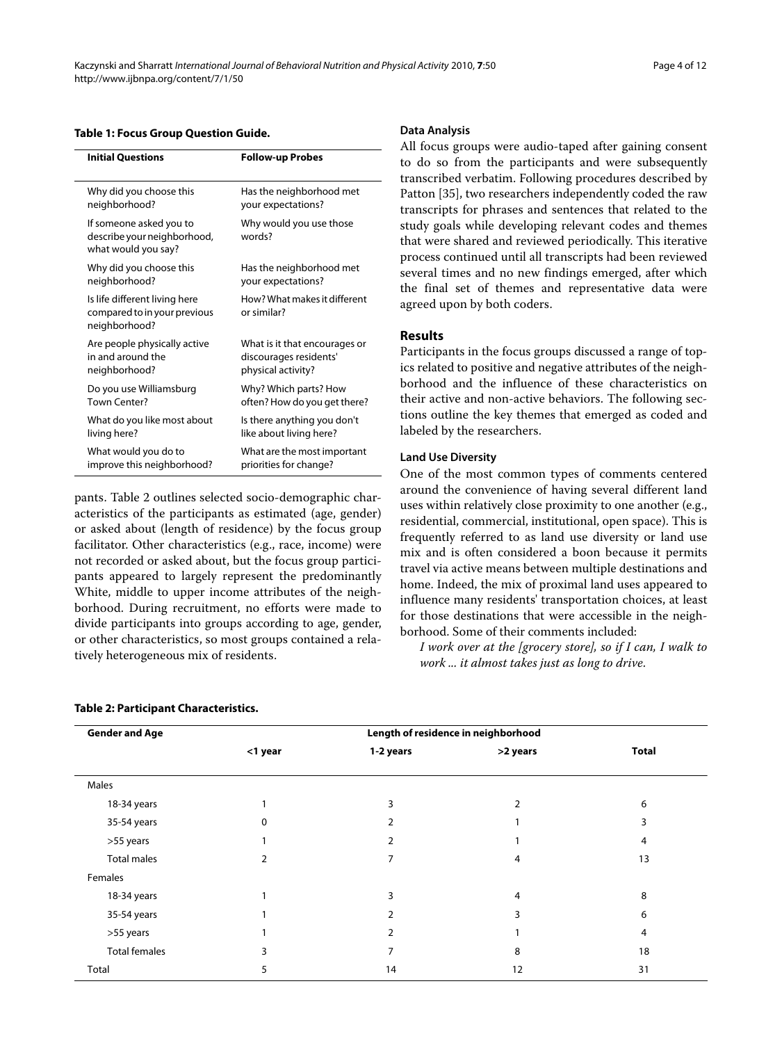**Table 1: Focus Group Question Guide.**

| Initial Questions | Follow-up Probes |
|---|---|
| Why did you choose this neighborhood? | Has the neighborhood met your expectations? |
| If someone asked you to describe your neighborhood, what would you say? | Why would you use those words? |
| Why did you choose this neighborhood? | Has the neighborhood met your expectations? |
| Is life different living here compared to in your previous neighborhood? | How? What makes it different or similar? |
| Are people physically active in and around the neighborhood? | What is it that encourages or discourages residents' physical activity? |
| Do you use Williamsburg Town Center? | Why? Which parts? How often? How do you get there? |
| What do you like most about living here? | Is there anything you don't like about living here? |
| What would you do to improve this neighborhood? | What are the most important priorities for change? |

pants. Table 2 outlines selected socio-demographic characteristics of the participants as estimated (age, gender) or asked about (length of residence) by the focus group facilitator. Other characteristics (e.g., race, income) were not recorded or asked about, but the focus group participants appeared to largely represent the predominantly White, middle to upper income attributes of the neighborhood. During recruitment, no efforts were made to divide participants into groups according to age, gender, or other characteristics, so most groups contained a relatively heterogeneous mix of residents.

**Table 2: Participant Characteristics.**

| Gender and Age | Length of residence in neighborhood | | | |
|---|---|---|---|---|
| | <1 year | 1-2 years | >2 years | Total |
| Males | | | | |
| 18-34 years | 1 | 3 | 2 | 6 |
| 35-54 years | 0 | 2 | 1 | 3 |
| >55 years | 1 | 2 | 1 | 4 |
| Total males | 2 | 7 | 4 | 13 |
| Females | | | | |
| 18-34 years | 1 | 3 | 4 | 8 |
| 35-54 years | 1 | 2 | 3 | 6 |
| >55 years | 1 | 2 | 1 | 4 |
| Total females | 3 | 7 | 8 | 18 |
| Total | 5 | 14 | 12 | 31 |

### Data Analysis

All focus groups were audio-taped after gaining consent to do so from the participants and were subsequently transcribed verbatim. Following procedures described by Patton [35], two researchers independently coded the raw transcripts for phrases and sentences that related to the study goals while developing relevant codes and themes that were shared and reviewed periodically. This iterative process continued until all transcripts had been reviewed several times and no new findings emerged, after which the final set of themes and representative data were agreed upon by both coders.

## Results

Participants in the focus groups discussed a range of topics related to positive and negative attributes of the neighborhood and the influence of these characteristics on their active and non-active behaviors. The following sections outline the key themes that emerged as coded and labeled by the researchers.

### Land Use Diversity

One of the most common types of comments centered around the convenience of having several different land uses within relatively close proximity to one another (e.g., residential, commercial, institutional, open space). This is frequently referred to as land use diversity or land use mix and is often considered a boon because it permits travel via active means between multiple destinations and home. Indeed, the mix of proximal land uses appeared to influence many residents' transportation choices, at least for those destinations that were accessible in the neighborhood. Some of their comments included:

> *I work over at the [grocery store], so if I can, I walk to work ... it almost takes just as long to drive.*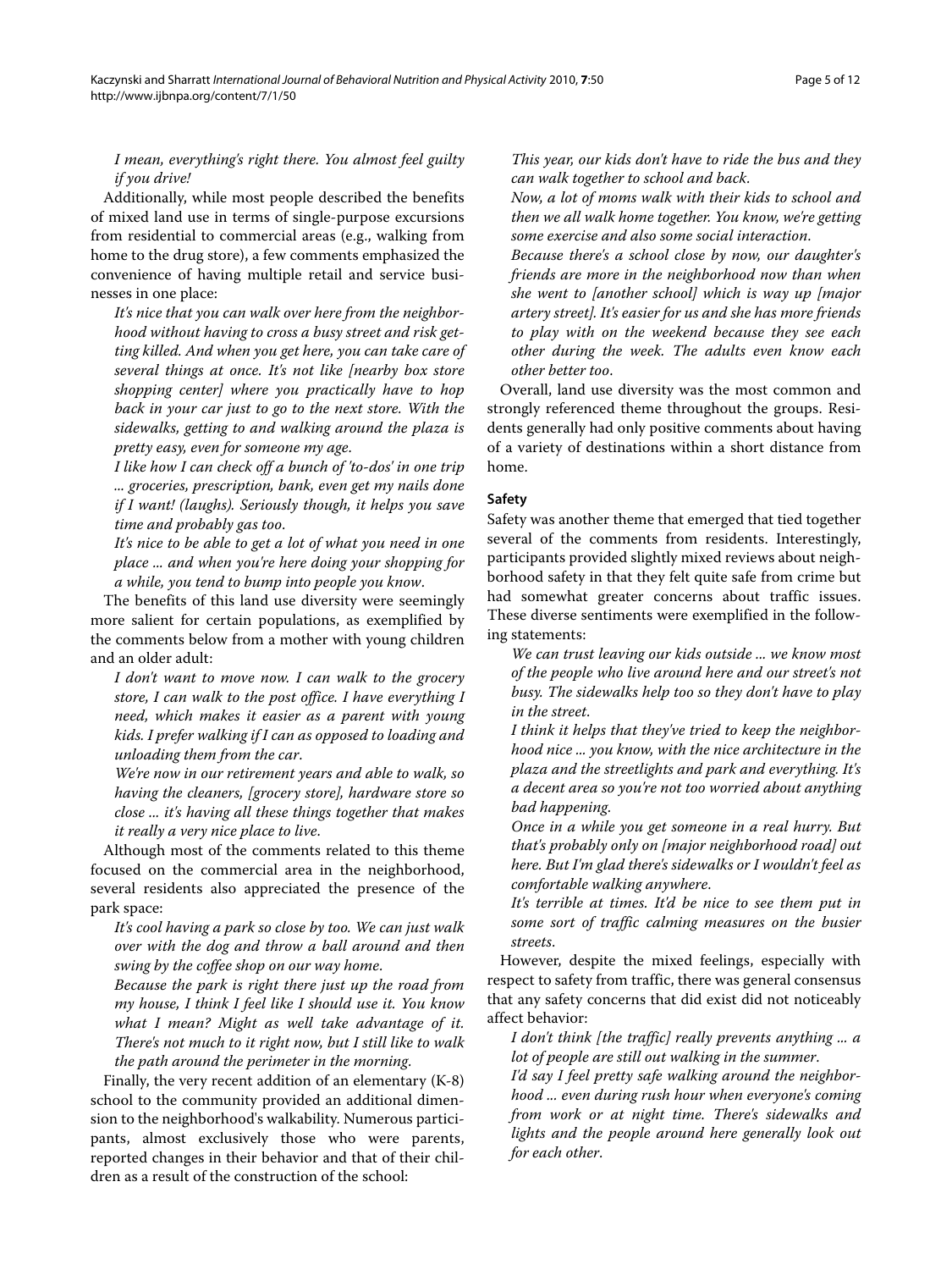*I mean, everything's right there. You almost feel guilty if you drive!*

Additionally, while most people described the benefits of mixed land use in terms of single-purpose excursions from residential to commercial areas (e.g., walking from home to the drug store), a few comments emphasized the convenience of having multiple retail and service businesses in one place:

*It's nice that you can walk over here from the neighborhood without having to cross a busy street and risk getting killed. And when you get here, you can take care of several things at once. It's not like [nearby box store shopping center] where you practically have to hop back in your car just to go to the next store. With the sidewalks, getting to and walking around the plaza is pretty easy, even for someone my age.*

*I like how I can check off a bunch of 'to-dos' in one trip ... groceries, prescription, bank, even get my nails done if I want! (laughs). Seriously though, it helps you save time and probably gas too.*

*It's nice to be able to get a lot of what you need in one place ... and when you're here doing your shopping for a while, you tend to bump into people you know.*

The benefits of this land use diversity were seemingly more salient for certain populations, as exemplified by the comments below from a mother with young children and an older adult:

*I don't want to move now. I can walk to the grocery store, I can walk to the post office. I have everything I need, which makes it easier as a parent with young kids. I prefer walking if I can as opposed to loading and unloading them from the car.*

*We're now in our retirement years and able to walk, so having the cleaners, [grocery store], hardware store so close ... it's having all these things together that makes it really a very nice place to live.*

Although most of the comments related to this theme focused on the commercial area in the neighborhood, several residents also appreciated the presence of the park space:

*It's cool having a park so close by too. We can just walk over with the dog and throw a ball around and then swing by the coffee shop on our way home.*

*Because the park is right there just up the road from my house, I think I feel like I should use it. You know what I mean? Might as well take advantage of it. There's not much to it right now, but I still like to walk the path around the perimeter in the morning.*

Finally, the very recent addition of an elementary (K-8) school to the community provided an additional dimension to the neighborhood's walkability. Numerous participants, almost exclusively those who were parents, reported changes in their behavior and that of their children as a result of the construction of the school:

*This year, our kids don't have to ride the bus and they can walk together to school and back.*

*Now, a lot of moms walk with their kids to school and then we all walk home together. You know, we're getting some exercise and also some social interaction.*

*Because there's a school close by now, our daughter's friends are more in the neighborhood now than when she went to [another school] which is way up [major artery street]. It's easier for us and she has more friends to play with on the weekend because they see each other during the week. The adults even know each other better too.*

Overall, land use diversity was the most common and strongly referenced theme throughout the groups. Residents generally had only positive comments about having of a variety of destinations within a short distance from home.

#### Safety

Safety was another theme that emerged that tied together several of the comments from residents. Interestingly, participants provided slightly mixed reviews about neighborhood safety in that they felt quite safe from crime but had somewhat greater concerns about traffic issues. These diverse sentiments were exemplified in the following statements:

*We can trust leaving our kids outside ... we know most of the people who live around here and our street's not busy. The sidewalks help too so they don't have to play in the street.*

*I think it helps that they've tried to keep the neighborhood nice ... you know, with the nice architecture in the plaza and the streetlights and park and everything. It's a decent area so you're not too worried about anything bad happening.*

*Once in a while you get someone in a real hurry. But that's probably only on [major neighborhood road] out here. But I'm glad there's sidewalks or I wouldn't feel as comfortable walking anywhere.*

*It's terrible at times. It'd be nice to see them put in some sort of traffic calming measures on the busier streets.*

However, despite the mixed feelings, especially with respect to safety from traffic, there was general consensus that any safety concerns that did exist did not noticeably affect behavior:

*I don't think [the traffic] really prevents anything ... a lot of people are still out walking in the summer.*

*I'd say I feel pretty safe walking around the neighborhood ... even during rush hour when everyone's coming from work or at night time. There's sidewalks and lights and the people around here generally look out for each other.*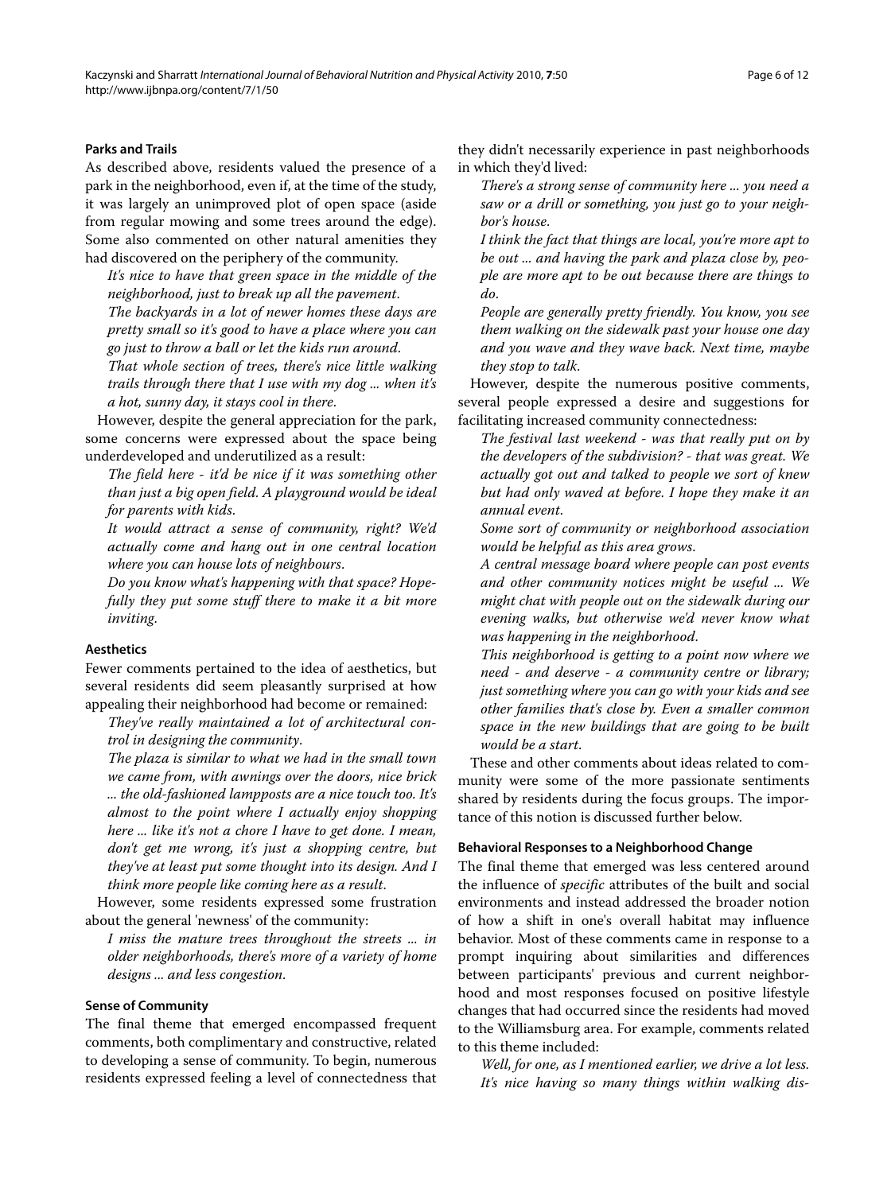### Parks and Trails

As described above, residents valued the presence of a park in the neighborhood, even if, at the time of the study, it was largely an unimproved plot of open space (aside from regular mowing and some trees around the edge). Some also commented on other natural amenities they had discovered on the periphery of the community.

*It's nice to have that green space in the middle of the neighborhood, just to break up all the pavement.*

*The backyards in a lot of newer homes these days are pretty small so it's good to have a place where you can go just to throw a ball or let the kids run around.*

*That whole section of trees, there's nice little walking trails through there that I use with my dog ... when it's a hot, sunny day, it stays cool in there.*

However, despite the general appreciation for the park, some concerns were expressed about the space being underdeveloped and underutilized as a result:

*The field here - it'd be nice if it was something other than just a big open field. A playground would be ideal for parents with kids.*

*It would attract a sense of community, right? We'd actually come and hang out in one central location where you can house lots of neighbours.*

*Do you know what's happening with that space? Hopefully they put some stuff there to make it a bit more inviting.*

### Aesthetics

Fewer comments pertained to the idea of aesthetics, but several residents did seem pleasantly surprised at how appealing their neighborhood had become or remained:

*They've really maintained a lot of architectural control in designing the community.*

*The plaza is similar to what we had in the small town we came from, with awnings over the doors, nice brick ... the old-fashioned lampposts are a nice touch too. It's almost to the point where I actually enjoy shopping here ... like it's not a chore I have to get done. I mean, don't get me wrong, it's just a shopping centre, but they've at least put some thought into its design. And I think more people like coming here as a result.*

However, some residents expressed some frustration about the general 'newness' of the community:

*I miss the mature trees throughout the streets ... in older neighborhoods, there's more of a variety of home designs ... and less congestion.*

### Sense of Community

The final theme that emerged encompassed frequent comments, both complimentary and constructive, related to developing a sense of community. To begin, numerous residents expressed feeling a level of connectedness that they didn't necessarily experience in past neighborhoods in which they'd lived:

*There's a strong sense of community here ... you need a saw or a drill or something, you just go to your neighbor's house.*

*I think the fact that things are local, you're more apt to be out ... and having the park and plaza close by, people are more apt to be out because there are things to do.*

*People are generally pretty friendly. You know, you see them walking on the sidewalk past your house one day and you wave and they wave back. Next time, maybe they stop to talk.*

However, despite the numerous positive comments, several people expressed a desire and suggestions for facilitating increased community connectedness:

*The festival last weekend - was that really put on by the developers of the subdivision? - that was great. We actually got out and talked to people we sort of knew but had only waved at before. I hope they make it an annual event.*

*Some sort of community or neighborhood association would be helpful as this area grows.*

*A central message board where people can post events and other community notices might be useful ... We might chat with people out on the sidewalk during our evening walks, but otherwise we'd never know what was happening in the neighborhood.*

*This neighborhood is getting to a point now where we need - and deserve - a community centre or library; just something where you can go with your kids and see other families that's close by. Even a smaller common space in the new buildings that are going to be built would be a start.*

These and other comments about ideas related to community were some of the more passionate sentiments shared by residents during the focus groups. The importance of this notion is discussed further below.

### Behavioral Responses to a Neighborhood Change

The final theme that emerged was less centered around the influence of *specific* attributes of the built and social environments and instead addressed the broader notion of how a shift in one's overall habitat may influence behavior. Most of these comments came in response to a prompt inquiring about similarities and differences between participants' previous and current neighborhood and most responses focused on positive lifestyle changes that had occurred since the residents had moved to the Williamsburg area. For example, comments related to this theme included:

*Well, for one, as I mentioned earlier, we drive a lot less. It's nice having so many things within walking dis-*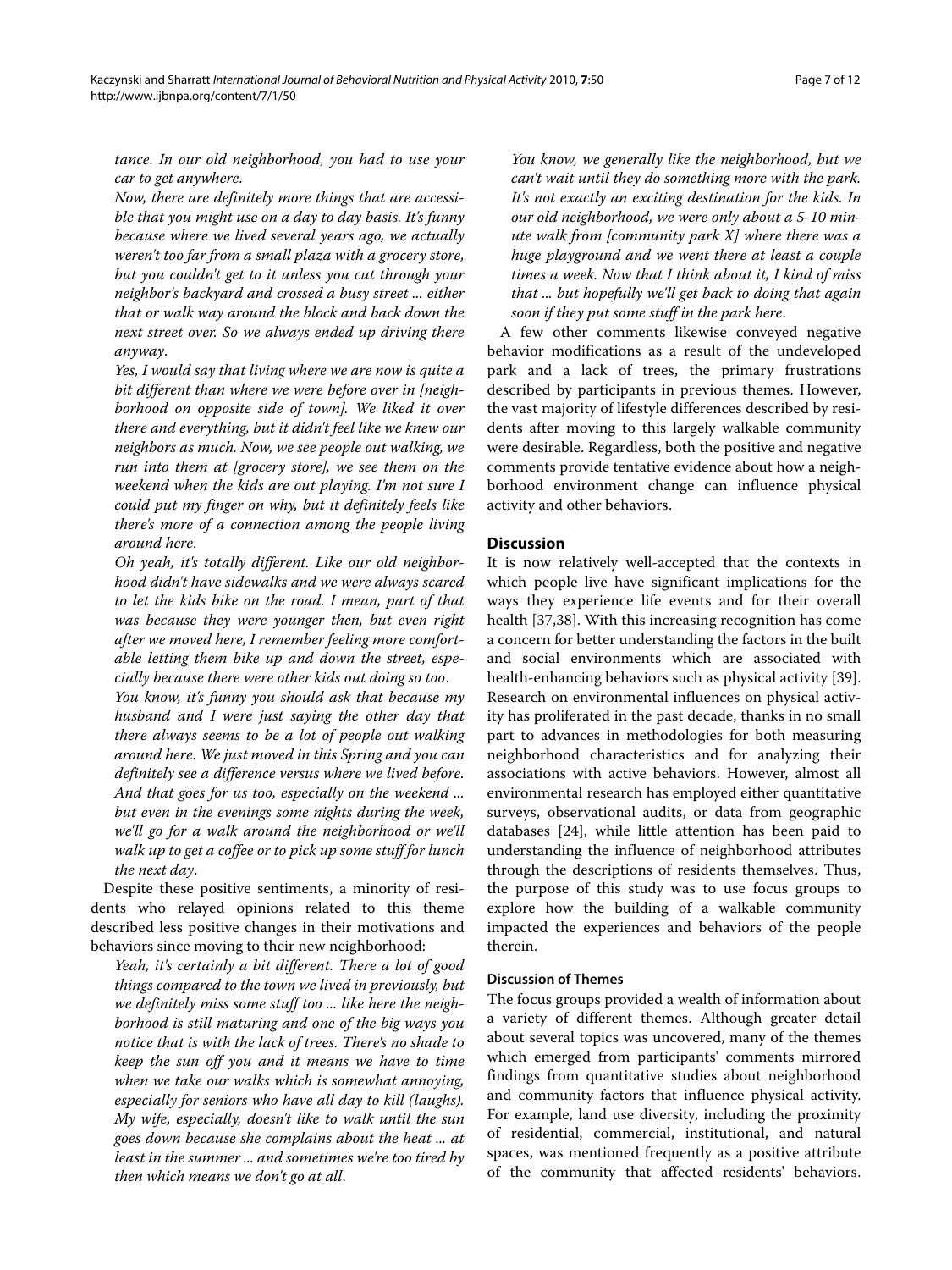*tance. In our old neighborhood, you had to use your car to get anywhere.*

*Now, there are definitely more things that are accessible that you might use on a day to day basis. It's funny because where we lived several years ago, we actually weren't too far from a small plaza with a grocery store, but you couldn't get to it unless you cut through your neighbor's backyard and crossed a busy street ... either that or walk way around the block and back down the next street over. So we always ended up driving there anyway.*

*Yes, I would say that living where we are now is quite a bit different than where we were before over in [neighborhood on opposite side of town]. We liked it over there and everything, but it didn't feel like we knew our neighbors as much. Now, we see people out walking, we run into them at [grocery store], we see them on the weekend when the kids are out playing. I'm not sure I could put my finger on why, but it definitely feels like there's more of a connection among the people living around here.*

*Oh yeah, it's totally different. Like our old neighborhood didn't have sidewalks and we were always scared to let the kids bike on the road. I mean, part of that was because they were younger then, but even right after we moved here, I remember feeling more comfortable letting them bike up and down the street, especially because there were other kids out doing so too.*

*You know, it's funny you should ask that because my husband and I were just saying the other day that there always seems to be a lot of people out walking around here. We just moved in this Spring and you can definitely see a difference versus where we lived before. And that goes for us too, especially on the weekend ... but even in the evenings some nights during the week, we'll go for a walk around the neighborhood or we'll walk up to get a coffee or to pick up some stuff for lunch the next day.*

Despite these positive sentiments, a minority of residents who relayed opinions related to this theme described less positive changes in their motivations and behaviors since moving to their new neighborhood:

*Yeah, it's certainly a bit different. There a lot of good things compared to the town we lived in previously, but we definitely miss some stuff too ... like here the neighborhood is still maturing and one of the big ways you notice that is with the lack of trees. There's no shade to keep the sun off you and it means we have to time when we take our walks which is somewhat annoying, especially for seniors who have all day to kill (laughs). My wife, especially, doesn't like to walk until the sun goes down because she complains about the heat ... at least in the summer ... and sometimes we're too tired by then which means we don't go at all.*

*You know, we generally like the neighborhood, but we can't wait until they do something more with the park. It's not exactly an exciting destination for the kids. In our old neighborhood, we were only about a 5-10 minute walk from [community park X] where there was a huge playground and we went there at least a couple times a week. Now that I think about it, I kind of miss that ... but hopefully we'll get back to doing that again soon if they put some stuff in the park here.*

A few other comments likewise conveyed negative behavior modifications as a result of the undeveloped park and a lack of trees, the primary frustrations described by participants in previous themes. However, the vast majority of lifestyle differences described by residents after moving to this largely walkable community were desirable. Regardless, both the positive and negative comments provide tentative evidence about how a neighborhood environment change can influence physical activity and other behaviors.

## Discussion

It is now relatively well-accepted that the contexts in which people live have significant implications for the ways they experience life events and for their overall health [37,38]. With this increasing recognition has come a concern for better understanding the factors in the built and social environments which are associated with health-enhancing behaviors such as physical activity [39]. Research on environmental influences on physical activity has proliferated in the past decade, thanks in no small part to advances in methodologies for both measuring neighborhood characteristics and for analyzing their associations with active behaviors. However, almost all environmental research has employed either quantitative surveys, observational audits, or data from geographic databases [24], while little attention has been paid to understanding the influence of neighborhood attributes through the descriptions of residents themselves. Thus, the purpose of this study was to use focus groups to explore how the building of a walkable community impacted the experiences and behaviors of the people therein.

### Discussion of Themes

The focus groups provided a wealth of information about a variety of different themes. Although greater detail about several topics was uncovered, many of the themes which emerged from participants' comments mirrored findings from quantitative studies about neighborhood and community factors that influence physical activity. For example, land use diversity, including the proximity of residential, commercial, institutional, and natural spaces, was mentioned frequently as a positive attribute of the community that affected residents' behaviors.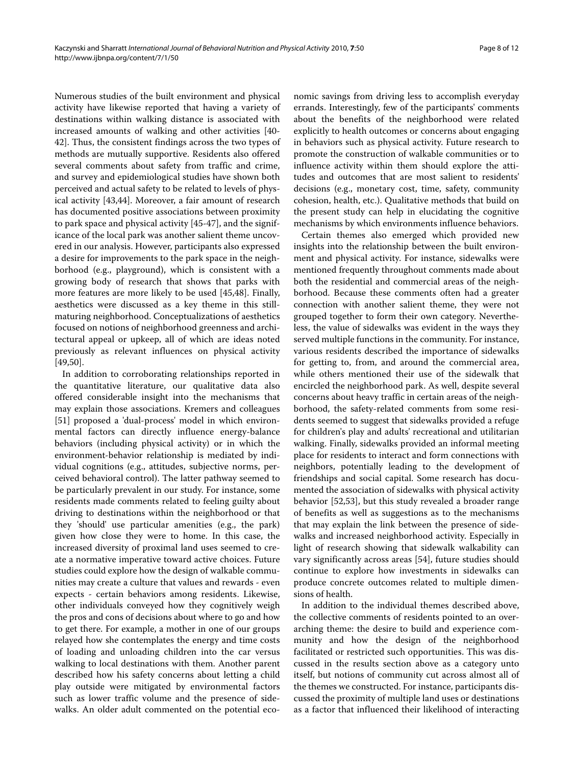Numerous studies of the built environment and physical activity have likewise reported that having a variety of destinations within walking distance is associated with increased amounts of walking and other activities [40-42]. Thus, the consistent findings across the two types of methods are mutually supportive. Residents also offered several comments about safety from traffic and crime, and survey and epidemiological studies have shown both perceived and actual safety to be related to levels of physical activity [43,44]. Moreover, a fair amount of research has documented positive associations between proximity to park space and physical activity [45-47], and the significance of the local park was another salient theme uncovered in our analysis. However, participants also expressed a desire for improvements to the park space in the neighborhood (e.g., playground), which is consistent with a growing body of research that shows that parks with more features are more likely to be used [45,48]. Finally, aesthetics were discussed as a key theme in this still-maturing neighborhood. Conceptualizations of aesthetics focused on notions of neighborhood greenness and architectural appeal or upkeep, all of which are ideas noted previously as relevant influences on physical activity [49,50].

In addition to corroborating relationships reported in the quantitative literature, our qualitative data also offered considerable insight into the mechanisms that may explain those associations. Kremers and colleagues [51] proposed a 'dual-process' model in which environmental factors can directly influence energy-balance behaviors (including physical activity) or in which the environment-behavior relationship is mediated by individual cognitions (e.g., attitudes, subjective norms, perceived behavioral control). The latter pathway seemed to be particularly prevalent in our study. For instance, some residents made comments related to feeling guilty about driving to destinations within the neighborhood or that they 'should' use particular amenities (e.g., the park) given how close they were to home. In this case, the increased diversity of proximal land uses seemed to create a normative imperative toward active choices. Future studies could explore how the design of walkable communities may create a culture that values and rewards - even expects - certain behaviors among residents. Likewise, other individuals conveyed how they cognitively weigh the pros and cons of decisions about where to go and how to get there. For example, a mother in one of our groups relayed how she contemplates the energy and time costs of loading and unloading children into the car versus walking to local destinations with them. Another parent described how his safety concerns about letting a child play outside were mitigated by environmental factors such as lower traffic volume and the presence of sidewalks. An older adult commented on the potential economic savings from driving less to accomplish everyday errands. Interestingly, few of the participants' comments about the benefits of the neighborhood were related explicitly to health outcomes or concerns about engaging in behaviors such as physical activity. Future research to promote the construction of walkable communities or to influence activity within them should explore the attitudes and outcomes that are most salient to residents' decisions (e.g., monetary cost, time, safety, community cohesion, health, etc.). Qualitative methods that build on the present study can help in elucidating the cognitive mechanisms by which environments influence behaviors.

Certain themes also emerged which provided new insights into the relationship between the built environment and physical activity. For instance, sidewalks were mentioned frequently throughout comments made about both the residential and commercial areas of the neighborhood. Because these comments often had a greater connection with another salient theme, they were not grouped together to form their own category. Nevertheless, the value of sidewalks was evident in the ways they served multiple functions in the community. For instance, various residents described the importance of sidewalks for getting to, from, and around the commercial area, while others mentioned their use of the sidewalk that encircled the neighborhood park. As well, despite several concerns about heavy traffic in certain areas of the neighborhood, the safety-related comments from some residents seemed to suggest that sidewalks provided a refuge for children's play and adults' recreational and utilitarian walking. Finally, sidewalks provided an informal meeting place for residents to interact and form connections with neighbors, potentially leading to the development of friendships and social capital. Some research has documented the association of sidewalks with physical activity behavior [52,53], but this study revealed a broader range of benefits as well as suggestions as to the mechanisms that may explain the link between the presence of sidewalks and increased neighborhood activity. Especially in light of research showing that sidewalk walkability can vary significantly across areas [54], future studies should continue to explore how investments in sidewalks can produce concrete outcomes related to multiple dimensions of health.

In addition to the individual themes described above, the collective comments of residents pointed to an overarching theme: the desire to build and experience community and how the design of the neighborhood facilitated or restricted such opportunities. This was discussed in the results section above as a category unto itself, but notions of community cut across almost all of the themes we constructed. For instance, participants discussed the proximity of multiple land uses or destinations as a factor that influenced their likelihood of interacting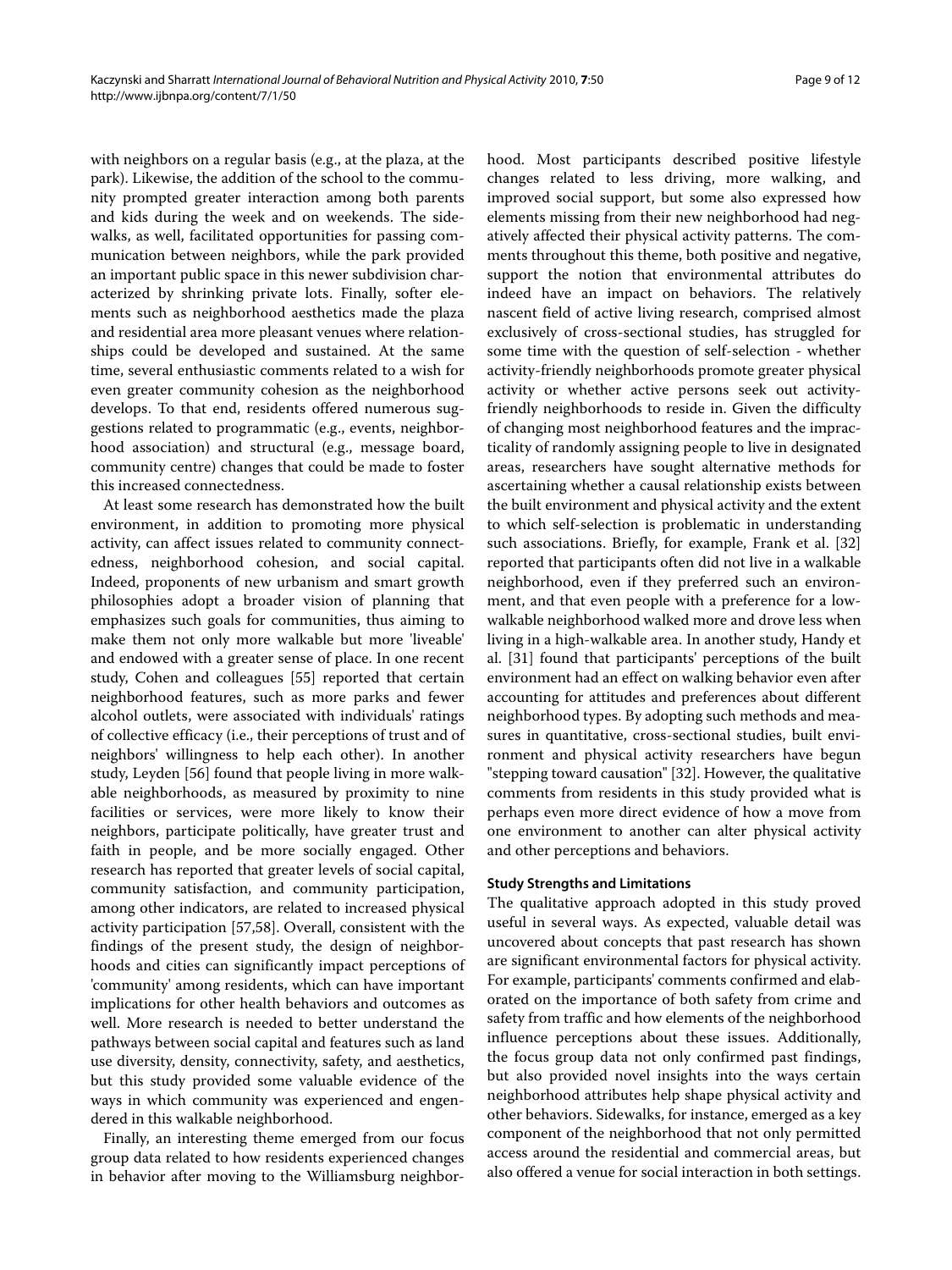with neighbors on a regular basis (e.g., at the plaza, at the park). Likewise, the addition of the school to the community prompted greater interaction among both parents and kids during the week and on weekends. The sidewalks, as well, facilitated opportunities for passing communication between neighbors, while the park provided an important public space in this newer subdivision characterized by shrinking private lots. Finally, softer elements such as neighborhood aesthetics made the plaza and residential area more pleasant venues where relationships could be developed and sustained. At the same time, several enthusiastic comments related to a wish for even greater community cohesion as the neighborhood develops. To that end, residents offered numerous suggestions related to programmatic (e.g., events, neighborhood association) and structural (e.g., message board, community centre) changes that could be made to foster this increased connectedness.

At least some research has demonstrated how the built environment, in addition to promoting more physical activity, can affect issues related to community connectedness, neighborhood cohesion, and social capital. Indeed, proponents of new urbanism and smart growth philosophies adopt a broader vision of planning that emphasizes such goals for communities, thus aiming to make them not only more walkable but more 'liveable' and endowed with a greater sense of place. In one recent study, Cohen and colleagues [55] reported that certain neighborhood features, such as more parks and fewer alcohol outlets, were associated with individuals' ratings of collective efficacy (i.e., their perceptions of trust and of neighbors' willingness to help each other). In another study, Leyden [56] found that people living in more walkable neighborhoods, as measured by proximity to nine facilities or services, were more likely to know their neighbors, participate politically, have greater trust and faith in people, and be more socially engaged. Other research has reported that greater levels of social capital, community satisfaction, and community participation, among other indicators, are related to increased physical activity participation [57,58]. Overall, consistent with the findings of the present study, the design of neighborhoods and cities can significantly impact perceptions of 'community' among residents, which can have important implications for other health behaviors and outcomes as well. More research is needed to better understand the pathways between social capital and features such as land use diversity, density, connectivity, safety, and aesthetics, but this study provided some valuable evidence of the ways in which community was experienced and engendered in this walkable neighborhood.

Finally, an interesting theme emerged from our focus group data related to how residents experienced changes in behavior after moving to the Williamsburg neighborhood. Most participants described positive lifestyle changes related to less driving, more walking, and improved social support, but some also expressed how elements missing from their new neighborhood had negatively affected their physical activity patterns. The comments throughout this theme, both positive and negative, support the notion that environmental attributes do indeed have an impact on behaviors. The relatively nascent field of active living research, comprised almost exclusively of cross-sectional studies, has struggled for some time with the question of self-selection - whether activity-friendly neighborhoods promote greater physical activity or whether active persons seek out activity-friendly neighborhoods to reside in. Given the difficulty of changing most neighborhood features and the impracticality of randomly assigning people to live in designated areas, researchers have sought alternative methods for ascertaining whether a causal relationship exists between the built environment and physical activity and the extent to which self-selection is problematic in understanding such associations. Briefly, for example, Frank et al. [32] reported that participants often did not live in a walkable neighborhood, even if they preferred such an environment, and that even people with a preference for a low-walkable neighborhood walked more and drove less when living in a high-walkable area. In another study, Handy et al. [31] found that participants' perceptions of the built environment had an effect on walking behavior even after accounting for attitudes and preferences about different neighborhood types. By adopting such methods and measures in quantitative, cross-sectional studies, built environment and physical activity researchers have begun "stepping toward causation" [32]. However, the qualitative comments from residents in this study provided what is perhaps even more direct evidence of how a move from one environment to another can alter physical activity and other perceptions and behaviors.

### Study Strengths and Limitations

The qualitative approach adopted in this study proved useful in several ways. As expected, valuable detail was uncovered about concepts that past research has shown are significant environmental factors for physical activity. For example, participants' comments confirmed and elaborated on the importance of both safety from crime and safety from traffic and how elements of the neighborhood influence perceptions about these issues. Additionally, the focus group data not only confirmed past findings, but also provided novel insights into the ways certain neighborhood attributes help shape physical activity and other behaviors. Sidewalks, for instance, emerged as a key component of the neighborhood that not only permitted access around the residential and commercial areas, but also offered a venue for social interaction in both settings.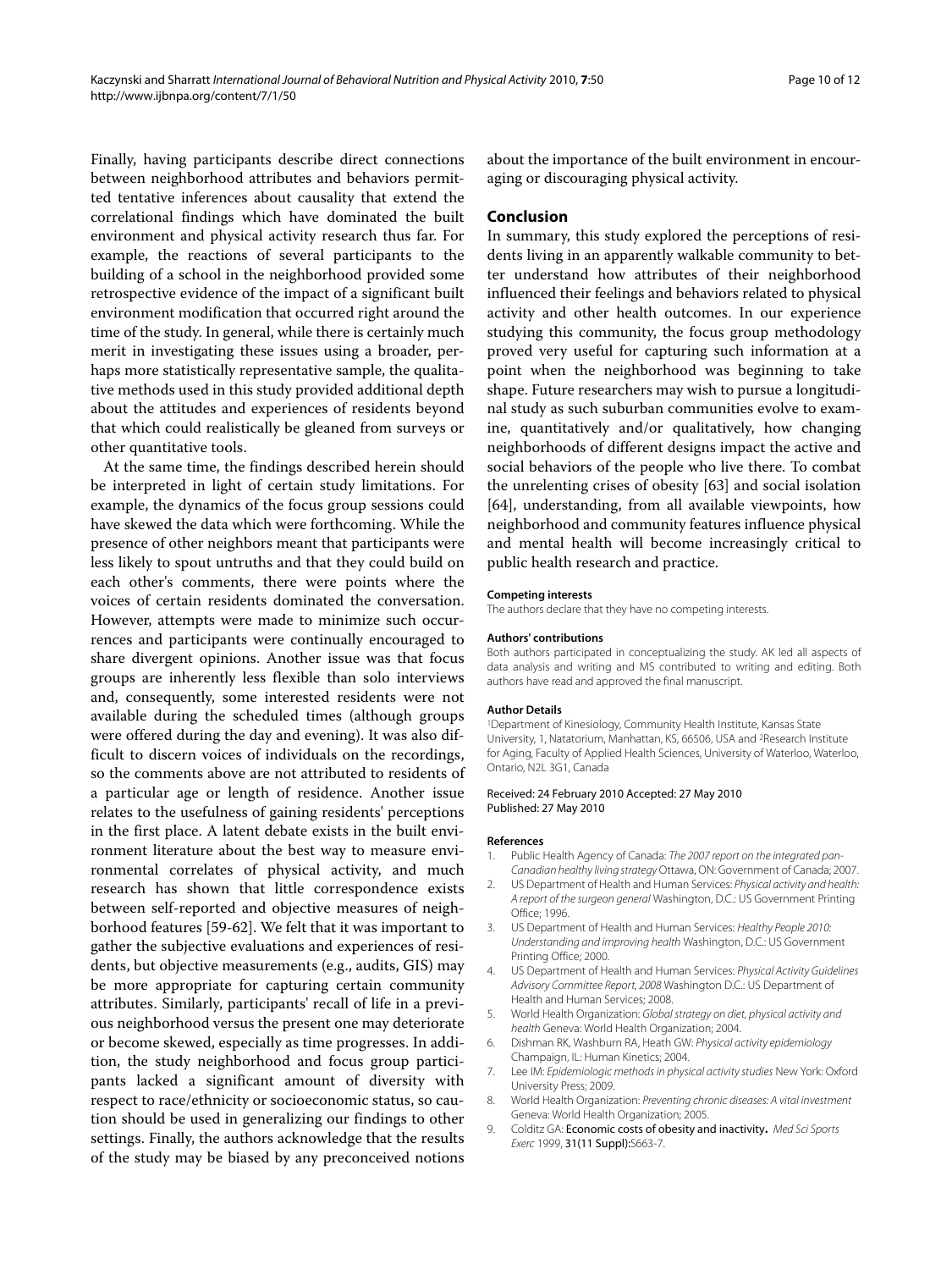Finally, having participants describe direct connections between neighborhood attributes and behaviors permitted tentative inferences about causality that extend the correlational findings which have dominated the built environment and physical activity research thus far. For example, the reactions of several participants to the building of a school in the neighborhood provided some retrospective evidence of the impact of a significant built environment modification that occurred right around the time of the study. In general, while there is certainly much merit in investigating these issues using a broader, perhaps more statistically representative sample, the qualitative methods used in this study provided additional depth about the attitudes and experiences of residents beyond that which could realistically be gleaned from surveys or other quantitative tools.

At the same time, the findings described herein should be interpreted in light of certain study limitations. For example, the dynamics of the focus group sessions could have skewed the data which were forthcoming. While the presence of other neighbors meant that participants were less likely to spout untruths and that they could build on each other's comments, there were points where the voices of certain residents dominated the conversation. However, attempts were made to minimize such occurrences and participants were continually encouraged to share divergent opinions. Another issue was that focus groups are inherently less flexible than solo interviews and, consequently, some interested residents were not available during the scheduled times (although groups were offered during the day and evening). It was also difficult to discern voices of individuals on the recordings, so the comments above are not attributed to residents of a particular age or length of residence. Another issue relates to the usefulness of gaining residents' perceptions in the first place. A latent debate exists in the built environment literature about the best way to measure environmental correlates of physical activity, and much research has shown that little correspondence exists between self-reported and objective measures of neighborhood features [59-62]. We felt that it was important to gather the subjective evaluations and experiences of residents, but objective measurements (e.g., audits, GIS) may be more appropriate for capturing certain community attributes. Similarly, participants' recall of life in a previous neighborhood versus the present one may deteriorate or become skewed, especially as time progresses. In addition, the study neighborhood and focus group participants lacked a significant amount of diversity with respect to race/ethnicity or socioeconomic status, so caution should be used in generalizing our findings to other settings. Finally, the authors acknowledge that the results of the study may be biased by any preconceived notions about the importance of the built environment in encouraging or discouraging physical activity.

## Conclusion

In summary, this study explored the perceptions of residents living in an apparently walkable community to better understand how attributes of their neighborhood influenced their feelings and behaviors related to physical activity and other health outcomes. In our experience studying this community, the focus group methodology proved very useful for capturing such information at a point when the neighborhood was beginning to take shape. Future researchers may wish to pursue a longitudinal study as such suburban communities evolve to examine, quantitatively and/or qualitatively, how changing neighborhoods of different designs impact the active and social behaviors of the people who live there. To combat the unrelenting crises of obesity [63] and social isolation [64], understanding, from all available viewpoints, how neighborhood and community features influence physical and mental health will become increasingly critical to public health research and practice.

#### Competing interests

The authors declare that they have no competing interests.

#### Authors' contributions

Both authors participated in conceptualizing the study. AK led all aspects of data analysis and writing and MS contributed to writing and editing. Both authors have read and approved the final manuscript.

#### Author Details

[1]Department of Kinesiology, Community Health Institute, Kansas State University, 1, Natatorium, Manhattan, KS, 66506, USA and [2]Research Institute for Aging, Faculty of Applied Health Sciences, University of Waterloo, Waterloo, Ontario, N2L 3G1, Canada

Received: 24 February 2010 Accepted: 27 May 2010
Published: 27 May 2010

#### References

1. Public Health Agency of Canada: *The 2007 report on the integrated pan-Canadian healthy living strategy* Ottawa, ON: Government of Canada; 2007.
2. US Department of Health and Human Services: *Physical activity and health: A report of the surgeon general* Washington, D.C.: US Government Printing Office; 1996.
3. US Department of Health and Human Services: *Healthy People 2010: Understanding and improving health* Washington, D.C.: US Government Printing Office; 2000.
4. US Department of Health and Human Services: *Physical Activity Guidelines Advisory Committee Report, 2008* Washington D.C.: US Department of Health and Human Services; 2008.
5. World Health Organization: *Global strategy on diet, physical activity and health* Geneva: World Health Organization; 2004.
6. Dishman RK, Washburn RA, Heath GW: *Physical activity epidemiology* Champaign, IL: Human Kinetics; 2004.
7. Lee IM: *Epidemiologic methods in physical activity studies* New York: Oxford University Press; 2009.
8. World Health Organization: *Preventing chronic diseases: A vital investment* Geneva: World Health Organization; 2005.
9. Colditz GA: Economic costs of obesity and inactivity. *Med Sci Sports Exerc* 1999, 31(11 Suppl):S663-7.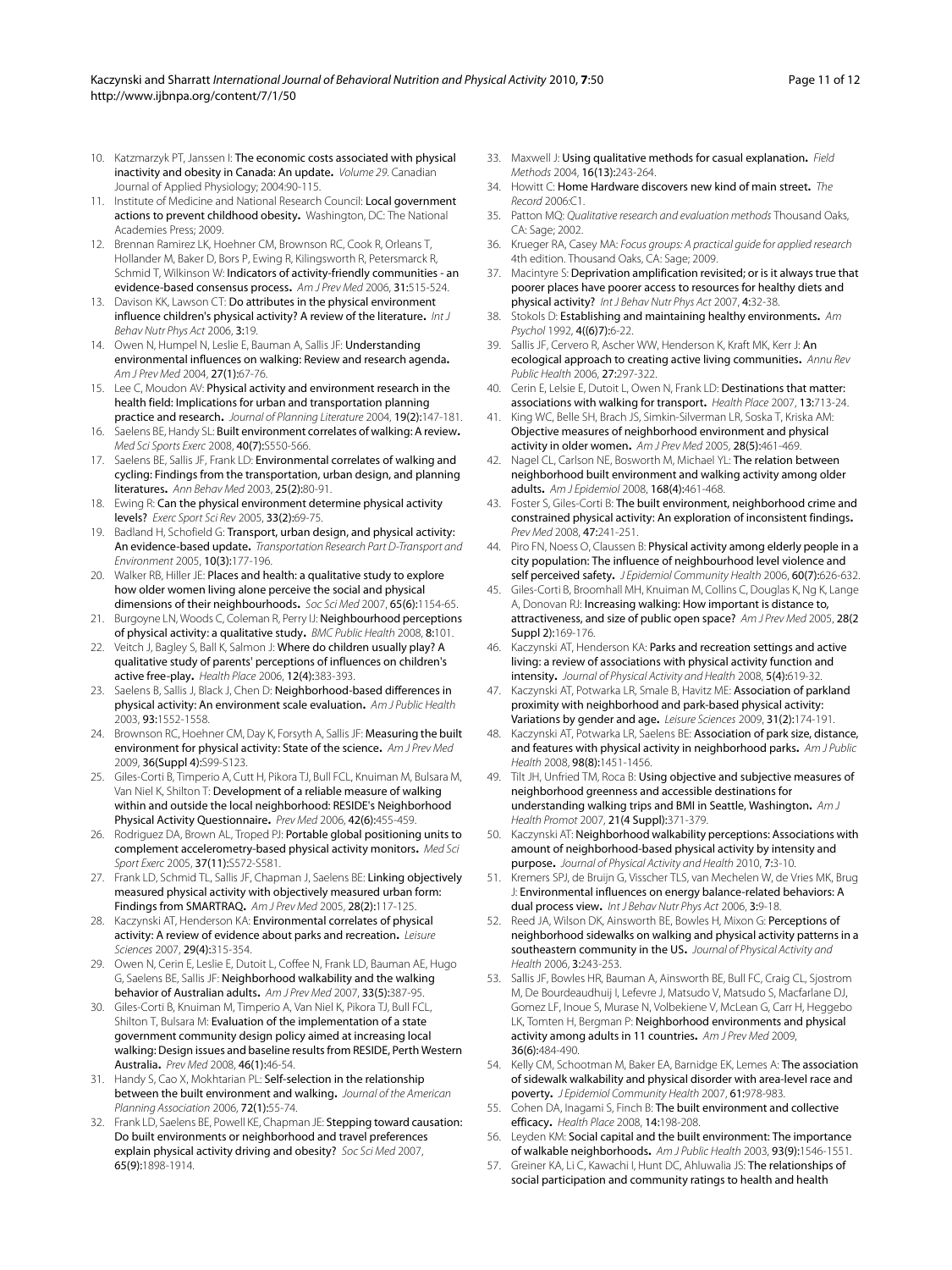10. Katzmarzyk PT, Janssen I: **The economic costs associated with physical inactivity and obesity in Canada: An update.** *Volume 29*. Canadian Journal of Applied Physiology; 2004:90-115.
11. Institute of Medicine and National Research Council: **Local government actions to prevent childhood obesity.** Washington, DC: The National Academies Press; 2009.
12. Brennan Ramirez LK, Hoehner CM, Brownson RC, Cook R, Orleans T, Hollander M, Baker D, Bors P, Ewing R, Kilingsworth R, Petersmarck R, Schmid T, Wilkinson W: **Indicators of activity-friendly communities - an evidence-based consensus process.** *Am J Prev Med* 2006, **31**:515-524.
13. Davison KK, Lawson CT: **Do attributes in the physical environment influence children's physical activity? A review of the literature.** *Int J Behav Nutr Phys Act* 2006, **3**:19.
14. Owen N, Humpel N, Leslie E, Bauman A, Sallis JF: **Understanding environmental influences on walking: Review and research agenda.** *Am J Prev Med* 2004, **27(1)**:67-76.
15. Lee C, Moudon AV: **Physical activity and environment research in the health field: Implications for urban and transportation planning practice and research.** *Journal of Planning Literature* 2004, **19(2)**:147-181.
16. Saelens BE, Handy SL: **Built environment correlates of walking: A review.** *Med Sci Sports Exerc* 2008, **40(7)**:S550-566.
17. Saelens BE, Sallis JF, Frank LD: **Environmental correlates of walking and cycling: Findings from the transportation, urban design, and planning literatures.** *Ann Behav Med* 2003, **25(2)**:80-91.
18. Ewing R: **Can the physical environment determine physical activity levels?** *Exerc Sport Sci Rev* 2005, **33(2)**:69-75.
19. Badland H, Schofield G: **Transport, urban design, and physical activity: An evidence-based update.** *Transportation Research Part D-Transport and Environment* 2005, **10(3)**:177-196.
20. Walker RB, Hiller JE: **Places and health: a qualitative study to explore how older women living alone perceive the social and physical dimensions of their neighbourhoods.** *Soc Sci Med* 2007, **65(6)**:1154-65.
21. Burgoyne LN, Woods C, Coleman R, Perry IJ: **Neighbourhood perceptions of physical activity: a qualitative study.** *BMC Public Health* 2008, **8**:101.
22. Veitch J, Bagley S, Ball K, Salmon J: **Where do children usually play? A qualitative study of parents' perceptions of influences on children's active free-play.** *Health Place* 2006, **12(4)**:383-393.
23. Saelens B, Sallis J, Black J, Chen D: **Neighborhood-based differences in physical activity: An environment scale evaluation.** *Am J Public Health* 2003, **93**:1552-1558.
24. Brownson RC, Hoehner CM, Day K, Forsyth A, Sallis JF: **Measuring the built environment for physical activity: State of the science.** *Am J Prev Med* 2009, **36(Suppl 4)**:S99-S123.
25. Giles-Corti B, Timperio A, Cutt H, Pikora TJ, Bull FCL, Knuiman M, Bulsara M, Van Niel K, Shilton T: **Development of a reliable measure of walking within and outside the local neighborhood: RESIDE's Neighborhood Physical Activity Questionnaire.** *Prev Med* 2006, **42(6)**:455-459.
26. Rodriguez DA, Brown AL, Troped PJ: **Portable global positioning units to complement accelerometry-based physical activity monitors.** *Med Sci Sport Exerc* 2005, **37(11)**:S572-S581.
27. Frank LD, Schmid TL, Sallis JF, Chapman J, Saelens BE: **Linking objectively measured physical activity with objectively measured urban form: Findings from SMARTRAQ.** *Am J Prev Med* 2005, **28(2)**:117-125.
28. Kaczynski AT, Henderson KA: **Environmental correlates of physical activity: A review of evidence about parks and recreation.** *Leisure Sciences* 2007, **29(4)**:315-354.
29. Owen N, Cerin E, Leslie E, Dutoit L, Coffee N, Frank LD, Bauman AE, Hugo G, Saelens BE, Sallis JF: **Neighborhood walkability and the walking behavior of Australian adults.** *Am J Prev Med* 2007, **33(5)**:387-95.
30. Giles-Corti B, Knuiman M, Timperio A, Van Niel K, Pikora TJ, Bull FCL, Shilton T, Bulsara M: **Evaluation of the implementation of a state government community design policy aimed at increasing local walking: Design issues and baseline results from RESIDE, Perth Western Australia.** *Prev Med* 2008, **46(1)**:46-54.
31. Handy S, Cao X, Mokhtarian PL: **Self-selection in the relationship between the built environment and walking.** *Journal of the American Planning Association* 2006, **72(1)**:55-74.
32. Frank LD, Saelens BE, Powell KE, Chapman JE: **Stepping toward causation: Do built environments or neighborhood and travel preferences explain physical activity driving and obesity?** *Soc Sci Med* 2007, **65(9)**:1898-1914.
33. Maxwell J: **Using qualitative methods for casual explanation.** *Field Methods* 2004, **16(13)**:243-264.
34. Howitt C: **Home Hardware discovers new kind of main street.** *The Record* 2006:C1.
35. Patton MQ: *Qualitative research and evaluation methods* Thousand Oaks, CA: Sage; 2002.
36. Krueger RA, Casey MA: *Focus groups: A practical guide for applied research* 4th edition. Thousand Oaks, CA: Sage; 2009.
37. Macintyre S: **Deprivation amplification revisited; or is it always true that poorer places have poorer access to resources for healthy diets and physical activity?** *Int J Behav Nutr Phys Act* 2007, **4**:32-38.
38. Stokols D: **Establishing and maintaining healthy environments.** *Am Psychol* 1992, **4((6)7)**:6-22.
39. Sallis JF, Cervero R, Ascher WW, Henderson K, Kraft MK, Kerr J: **An ecological approach to creating active living communities.** *Annu Rev Public Health* 2006, **27**:297-322.
40. Cerin E, Lelsie E, Dutoit L, Owen N, Frank LD: **Destinations that matter: associations with walking for transport.** *Health Place* 2007, **13**:713-24.
41. King WC, Belle SH, Brach JS, Simkin-Silverman LR, Soska T, Kriska AM: **Objective measures of neighborhood environment and physical activity in older women.** *Am J Prev Med* 2005, **28(5)**:461-469.
42. Nagel CL, Carlson NE, Bosworth M, Michael YL: **The relation between neighborhood built environment and walking activity among older adults.** *Am J Epidemiol* 2008, **168(4)**:461-468.
43. Foster S, Giles-Corti B: **The built environment, neighborhood crime and constrained physical activity: An exploration of inconsistent findings.** *Prev Med* 2008, **47**:241-251.
44. Piro FN, Noess O, Claussen B: **Physical activity among elderly people in a city population: The influence of neighbourhood level violence and self perceived safety.** *J Epidemiol Community Health* 2006, **60(7)**:626-632.
45. Giles-Corti B, Broomhall MH, Knuiman M, Collins C, Douglas K, Ng K, Lange A, Donovan RJ: **Increasing walking: How important is distance to, attractiveness, and size of public open space?** *Am J Prev Med* 2005, **28(2 Suppl 2)**:169-176.
46. Kaczynski AT, Henderson KA: **Parks and recreation settings and active living: a review of associations with physical activity function and intensity.** *Journal of Physical Activity and Health* 2008, **5(4)**:619-32.
47. Kaczynski AT, Potwarka LR, Smale B, Havitz ME: **Association of parkland proximity with neighborhood and park-based physical activity: Variations by gender and age.** *Leisure Sciences* 2009, **31(2)**:174-191.
48. Kaczynski AT, Potwarka LR, Saelens BE: **Association of park size, distance, and features with physical activity in neighborhood parks.** *Am J Public Health* 2008, **98(8)**:1451-1456.
49. Tilt JH, Unfried TM, Roca B: **Using objective and subjective measures of neighborhood greenness and accessible destinations for understanding walking trips and BMI in Seattle, Washington.** *Am J Health Promot* 2007, **21(4 Suppl)**:371-379.
50. Kaczynski AT: **Neighborhood walkability perceptions: Associations with amount of neighborhood-based physical activity by intensity and purpose.** *Journal of Physical Activity and Health* 2010, **7**:3-10.
51. Kremers SPJ, de Bruijn G, Visscher TLS, van Mechelen W, de Vries MK, Brug J: **Environmental influences on energy balance-related behaviors: A dual process view.** *Int J Behav Nutr Phys Act* 2006, **3**:9-18.
52. Reed JA, Wilson DK, Ainsworth BE, Bowles H, Mixon G: **Perceptions of neighborhood sidewalks on walking and physical activity patterns in a southeastern community in the US.** *Journal of Physical Activity and Health* 2006, **3**:243-253.
53. Sallis JF, Bowles HR, Bauman A, Ainsworth BE, Bull FC, Craig CL, Sjostrom M, De Bourdeaudhuij I, Lefevre J, Matsudo V, Matsudo S, Macfarlane DJ, Gomez LF, Inoue S, Murase N, Volbekiene V, McLean G, Carr H, Heggebo LK, Tomten H, Bergman P: **Neighborhood environments and physical activity among adults in 11 countries.** *Am J Prev Med* 2009, **36(6)**:484-490.
54. Kelly CM, Schootman M, Baker EA, Barnidge EK, Lemes A: **The association of sidewalk walkability and physical disorder with area-level race and poverty.** *J Epidemiol Community Health* 2007, **61**:978-983.
55. Cohen DA, Inagami S, Finch B: **The built environment and collective efficacy.** *Health Place* 2008, **14**:198-208.
56. Leyden KM: **Social capital and the built environment: The importance of walkable neighborhoods.** *Am J Public Health* 2003, **93(9)**:1546-1551.
57. Greiner KA, Li C, Kawachi I, Hunt DC, Ahluwalia JS: **The relationships of social participation and community ratings to health and health**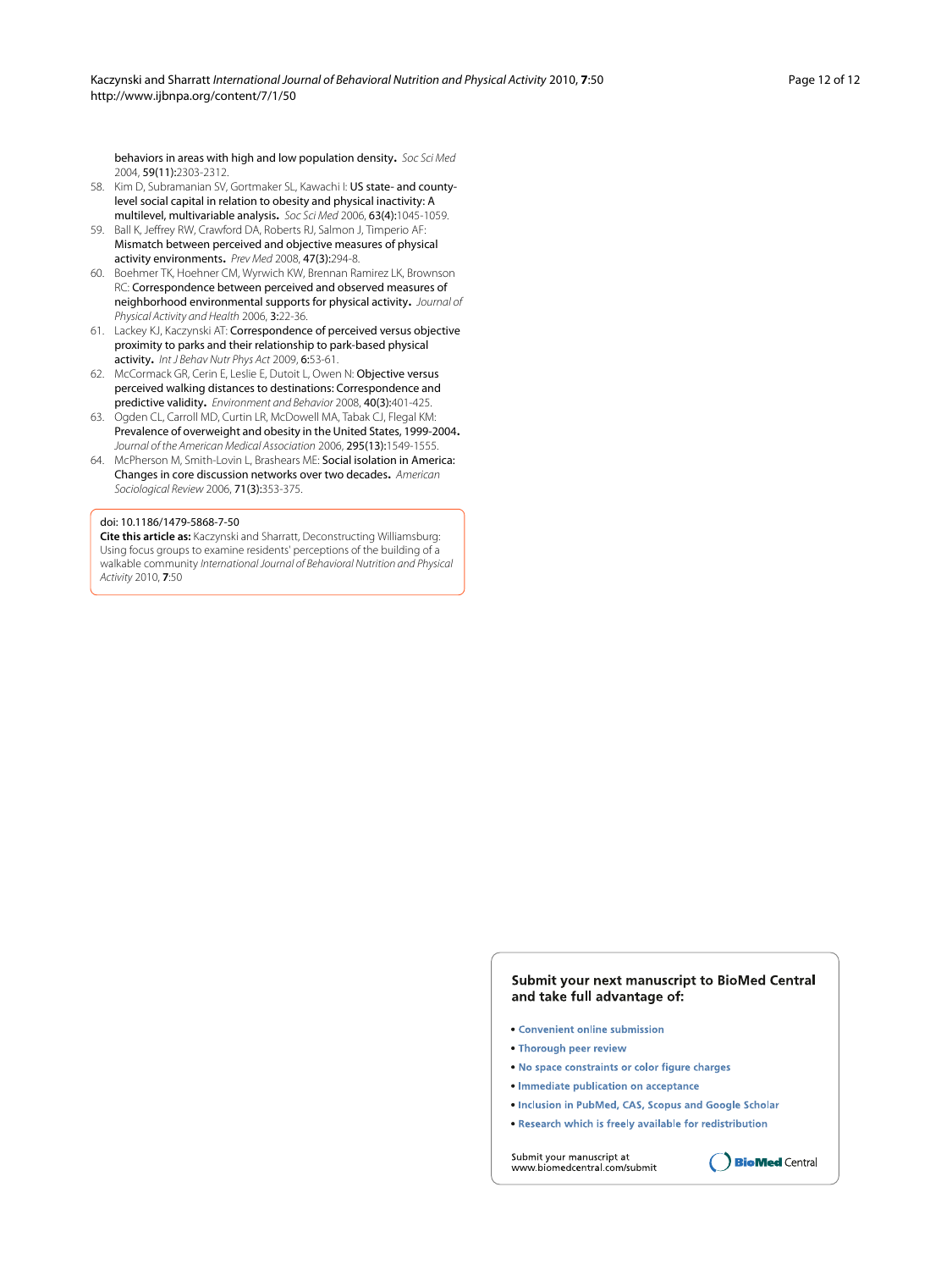behaviors in areas with high and low population density. *Soc Sci Med* 2004, **59(11)**:2303-2312.

58. Kim D, Subramanian SV, Gortmaker SL, Kawachi I: **US state- and county-level social capital in relation to obesity and physical inactivity: A multilevel, multivariable analysis.** *Soc Sci Med* 2006, **63(4)**:1045-1059.
59. Ball K, Jeffrey RW, Crawford DA, Roberts RJ, Salmon J, Timperio AF: **Mismatch between perceived and objective measures of physical activity environments.** *Prev Med* 2008, **47(3)**:294-8.
60. Boehmer TK, Hoehner CM, Wyrwich KW, Brennan Ramirez LK, Brownson RC: **Correspondence between perceived and observed measures of neighborhood environmental supports for physical activity.** *Journal of Physical Activity and Health* 2006, **3**:22-36.
61. Lackey KJ, Kaczynski AT: **Correspondence of perceived versus objective proximity to parks and their relationship to park-based physical activity.** *Int J Behav Nutr Phys Act* 2009, **6**:53-61.
62. McCormack GR, Cerin E, Leslie E, Dutoit L, Owen N: **Objective versus perceived walking distances to destinations: Correspondence and predictive validity.** *Environment and Behavior* 2008, **40(3)**:401-425.
63. Ogden CL, Carroll MD, Curtin LR, McDowell MA, Tabak CJ, Flegal KM: **Prevalence of overweight and obesity in the United States, 1999-2004.** *Journal of the American Medical Association* 2006, **295(13)**:1549-1555.
64. McPherson M, Smith-Lovin L, Brashears ME: **Social isolation in America: Changes in core discussion networks over two decades.** *American Sociological Review* 2006, **71(3)**:353-375.

doi: 10.1186/1479-5868-7-50

**Cite this article as:** Kaczynski and Sharratt, Deconstructing Williamsburg: Using focus groups to examine residents' perceptions of the building of a walkable community *International Journal of Behavioral Nutrition and Physical Activity* 2010, **7**:50

**Submit your next manuscript to BioMed Central and take full advantage of:**

- **Convenient online submission**
- **Thorough peer review**
- **No space constraints or color figure charges**
- **Immediate publication on acceptance**
- **Inclusion in PubMed, CAS, Scopus and Google Scholar**
- **Research which is freely available for redistribution**

Submit your manuscript at www.biomedcentral.com/submit

BioMed Central